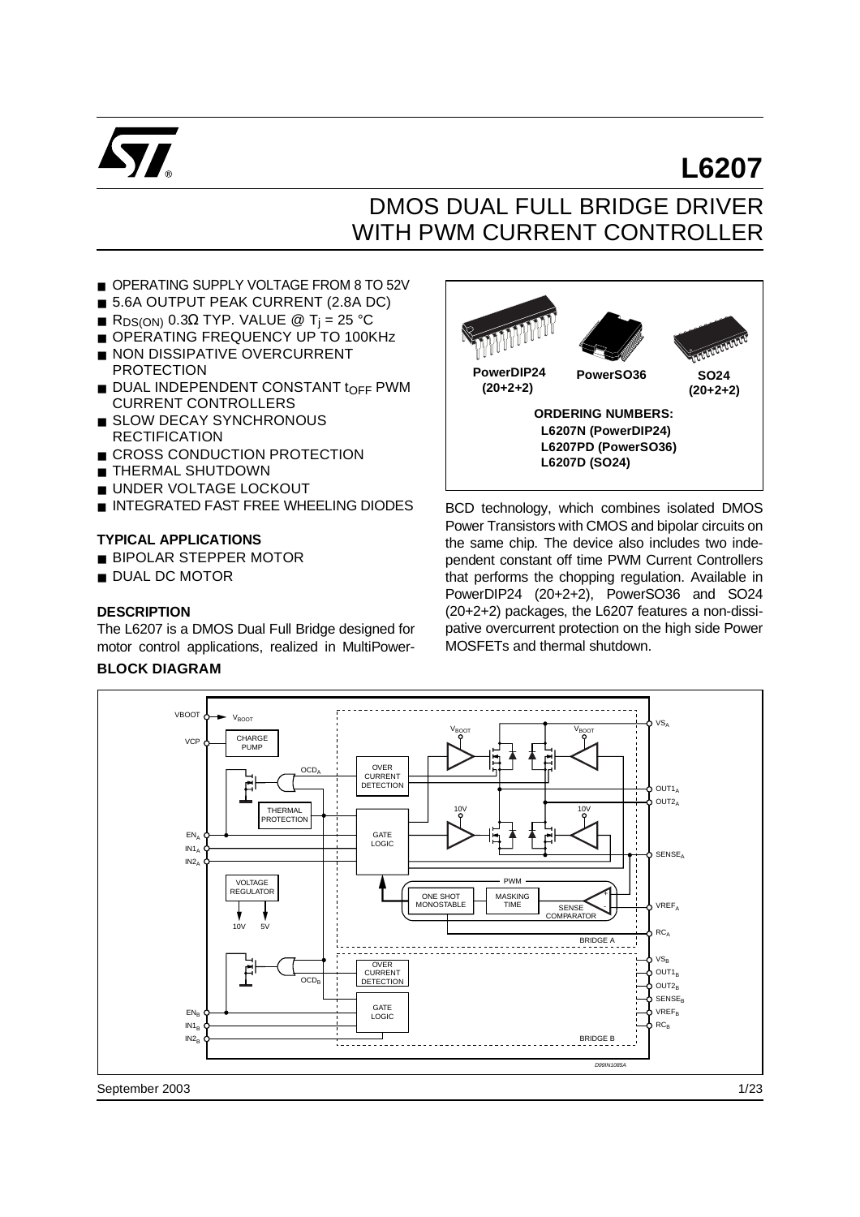# L6207

## DMOS DUAL FULL BRIDGE DRIVER WITH PWM CURRENT CONTROLLER

- OPERATING SUPPLY VOLTAGE FROM 8 TO 52V
- 5.6A OUTPUT PEAK CURRENT (2.8A DC)
- $R_{DS(ON)}$ 0.3Ω TYP. VALUE @ $T_j$ = 25 °C
- OPERATING FREQUENCY UP TO 100KHz
- NON DISSIPATIVE OVERCURRENT PROTECTION
- DUAL INDEPENDENT CONSTANT $t_{OFF}$ PWM CURRENT CONTROLLERS
- SLOW DECAY SYNCHRONOUS RECTIFICATION
- CROSS CONDUCTION PROTECTION
- THERMAL SHUTDOWN
- UNDER VOLTAGE LOCKOUT
- INTEGRATED FAST FREE WHEELING DIODES

PowerDIP24 (20+2+2) | PowerSO36 | SO24 (20+2+2)

**ORDERING NUMBERS:**
**L6207N (PowerDIP24)**
**L6207PD (PowerSO36)**
**L6207D (SO24)**

### TYPICAL APPLICATIONS

- BIPOLAR STEPPER MOTOR
- DUAL DC MOTOR

### DESCRIPTION

The L6207 is a DMOS Dual Full Bridge designed for motor control applications, realized in MultiPower-BCD technology, which combines isolated DMOS Power Transistors with CMOS and bipolar circuits on the same chip. The device also includes two independent constant off time PWM Current Controllers that performs the chopping regulation. Available in PowerDIP24 (20+2+2), PowerSO36 and SO24 (20+2+2) packages, the L6207 features a non-dissipative overcurrent protection on the high side Power MOSFETs and thermal shutdown.

### BLOCK DIAGRAM

September 2003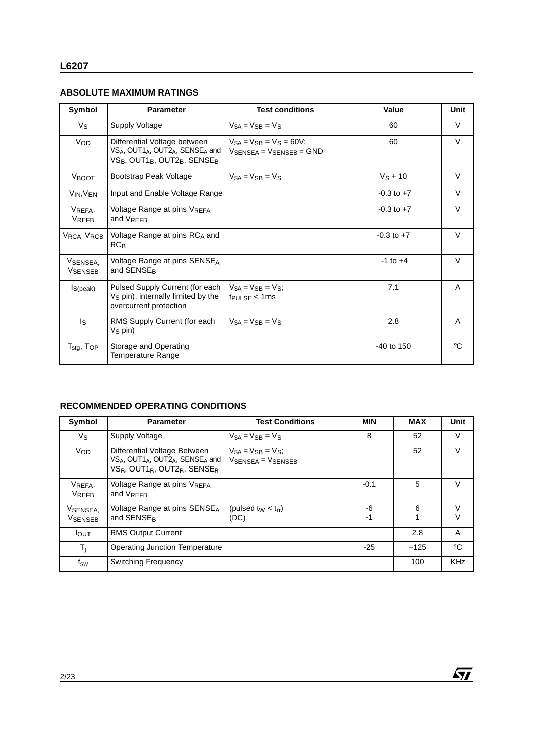## ABSOLUTE MAXIMUM RATINGS

| Symbol | Parameter | Test conditions | Value | Unit |
|---|---|---|---|---|
| $V_S$ | Supply Voltage | $V_{SA} = V_{SB} = V_S$ | 60 | V |
| $V_{OD}$ | Differential Voltage between $VS_A$, $OUT1_A$, $OUT2_A$, $SENSE_A$ and $VS_B$, $OUT1_B$, $OUT2_B$, $SENSE_B$ | $V_{SA} = V_{SB} = V_S = 60V$; $V_{SENSEA} = V_{SENSEB} = GND$ | 60 | V |
| $V_{BOOT}$ | Bootstrap Peak Voltage | $V_{SA} = V_{SB} = V_S$ | $V_S + 10$ | V |
| $V_{IN}$,$V_{EN}$ | Input and Enable Voltage Range | | -0.3 to +7 | V |
| $V_{REFA}$, $V_{REFB}$ | Voltage Range at pins $V_{REFA}$ and $V_{REFB}$ | | -0.3 to +7 | V |
| $V_{RCA}$, $V_{RCB}$ | Voltage Range at pins $RC_A$ and $RC_B$ | | -0.3 to +7 | V |
| $V_{SENSEA}$, $V_{SENSEB}$ | Voltage Range at pins $SENSE_A$ and $SENSE_B$ | | -1 to +4 | V |
| $I_{S(peak)}$ | Pulsed Supply Current (for each $V_S$ pin), internally limited by the overcurrent protection | $V_{SA} = V_{SB} = V_S$; $t_{PULSE} < 1ms$ | 7.1 | A |
| $I_S$ | RMS Supply Current (for each $V_S$ pin) | $V_{SA} = V_{SB} = V_S$ | 2.8 | A |
| $T_{stg}$, $T_{OP}$ | Storage and Operating Temperature Range | | -40 to 150 | °C |

## RECOMMENDED OPERATING CONDITIONS

| Symbol | Parameter | Test Conditions | MIN | MAX | Unit |
|---|---|---|---|---|---|
| $V_S$ | Supply Voltage | $V_{SA} = V_{SB} = V_S$ | 8 | 52 | V |
| $V_{OD}$ | Differential Voltage Between $VS_A$, $OUT1_A$, $OUT2_A$, $SENSE_A$ and $VS_B$, $OUT1_B$, $OUT2_B$, $SENSE_B$ | $V_{SA} = V_{SB} = V_S$; $V_{SENSEA} = V_{SENSEB}$ | | 52 | V |
| $V_{REFA}$, $V_{REFB}$ | Voltage Range at pins $V_{REFA}$ and $V_{REFB}$ | | -0.1 | 5 | V |
| $V_{SENSEA}$, $V_{SENSEB}$ | Voltage Range at pins $SENSE_A$ and $SENSE_B$ | (pulsed $t_W < t_{rr}$)<br>(DC) | -6<br>-1 | 6<br>1 | V<br>V |
| $I_{OUT}$ | RMS Output Current | | | 2.8 | A |
| $T_j$ | Operating Junction Temperature | | -25 | +125 | °C |
| $f_{sw}$ | Switching Frequency | | | 100 | KHz |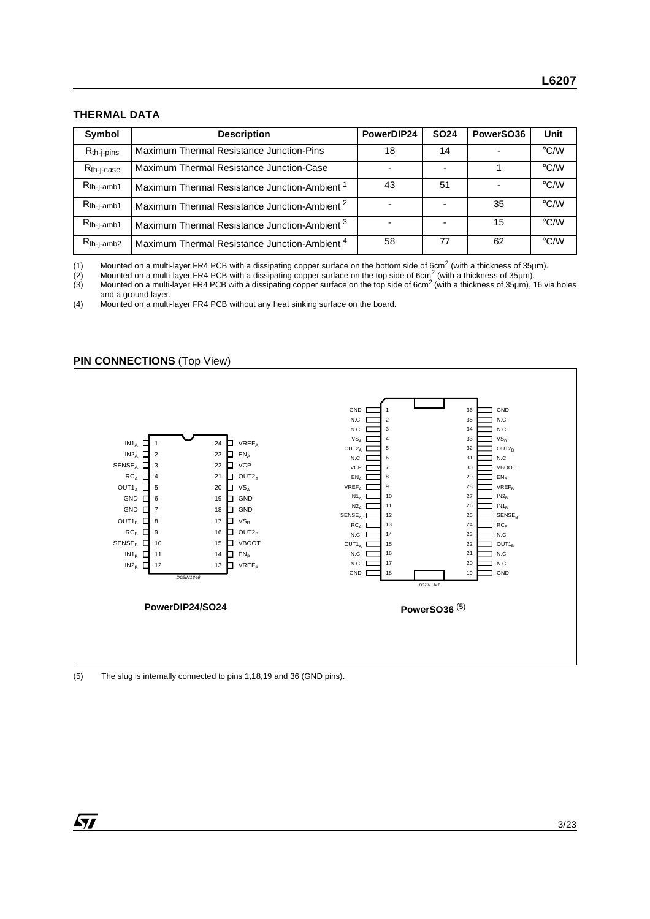## THERMAL DATA

| Symbol | Description | PowerDIP24 | SO24 | PowerSO36 | Unit |
|---|---|---|---|---|---|
| $R_{th\text{-}j\text{-}pins}$ | Maximum Thermal Resistance Junction-Pins | 18 | 14 | - | °C/W |
| $R_{th\text{-}j\text{-}case}$ | Maximum Thermal Resistance Junction-Case | - | - | 1 | °C/W |
| $R_{th\text{-}j\text{-}amb1}$ | Maximum Thermal Resistance Junction-Ambient [1] | 43 | 51 | - | °C/W |
| $R_{th\text{-}j\text{-}amb1}$ | Maximum Thermal Resistance Junction-Ambient [2] | - | - | 35 | °C/W |
| $R_{th\text{-}j\text{-}amb1}$ | Maximum Thermal Resistance Junction-Ambient [3] | - | - | 15 | °C/W |
| $R_{th\text{-}j\text{-}amb2}$ | Maximum Thermal Resistance Junction-Ambient [4] | 58 | 77 | 62 | °C/W |

(1) Mounted on a multi-layer FR4 PCB with a dissipating copper surface on the bottom side of 6cm$^2$ (with a thickness of 35µm).
(2) Mounted on a multi-layer FR4 PCB with a dissipating copper surface on the top side of 6cm$^2$ (with a thickness of 35µm).
(3) Mounted on a multi-layer FR4 PCB with a dissipating copper surface on the top side of 6cm$^2$ (with a thickness of 35µm), 16 via holes and a ground layer.
(4) Mounted on a multi-layer FR4 PCB without any heat sinking surface on the board.

## PIN CONNECTIONS (Top View)

**PowerDIP24/SO24**

| Pin | Name | Pin | Name |
|---|---|---|---|
| 1 | $IN1_A$ | 24 | $VREF_A$ |
| 2 | $IN2_A$ | 23 | $EN_A$ |
| 3 | $SENSE_A$ | 22 | VCP |
| 4 | $RC_A$ | 21 | $OUT2_A$ |
| 5 | $OUT1_A$ | 20 | $VS_A$ |
| 6 | GND | 19 | GND |
| 7 | GND | 18 | GND |
| 8 | $OUT1_B$ | 17 | $VS_B$ |
| 9 | $RC_B$ | 16 | $OUT2_B$ |
| 10 | $SENSE_B$ | 15 | VBOOT |
| 11 | $IN1_B$ | 14 | $EN_B$ |
| 12 | $IN2_B$ | 13 | $VREF_B$ |

D02IN1346

**PowerSO36** (5)

| Pin | Name | Pin | Name |
|---|---|---|---|
| 1 | GND | 36 | GND |
| 2 | N.C. | 35 | N.C. |
| 3 | N.C. | 34 | N.C. |
| 4 | $VS_A$ | 33 | $VS_B$ |
| 5 | $OUT2_A$ | 32 | $OUT2_B$ |
| 6 | N.C. | 31 | N.C. |
| 7 | VCP | 30 | VBOOT |
| 8 | $EN_A$ | 29 | $EN_B$ |
| 9 | $VREF_A$ | 28 | $VREF_B$ |
| 10 | $IN1_A$ | 27 | $IN2_B$ |
| 11 | $IN2_A$ | 26 | $IN1_B$ |
| 12 | $SENSE_A$ | 25 | $SENSE_B$ |
| 13 | $RC_A$ | 24 | $RC_B$ |
| 14 | N.C. | 23 | N.C. |
| 15 | $OUT1_A$ | 22 | $OUT1_B$ |
| 16 | N.C. | 21 | N.C. |
| 17 | N.C. | 20 | N.C. |
| 18 | GND | 19 | GND |

D02IN1347

(5) The slug is internally connected to pins 1,18,19 and 36 (GND pins).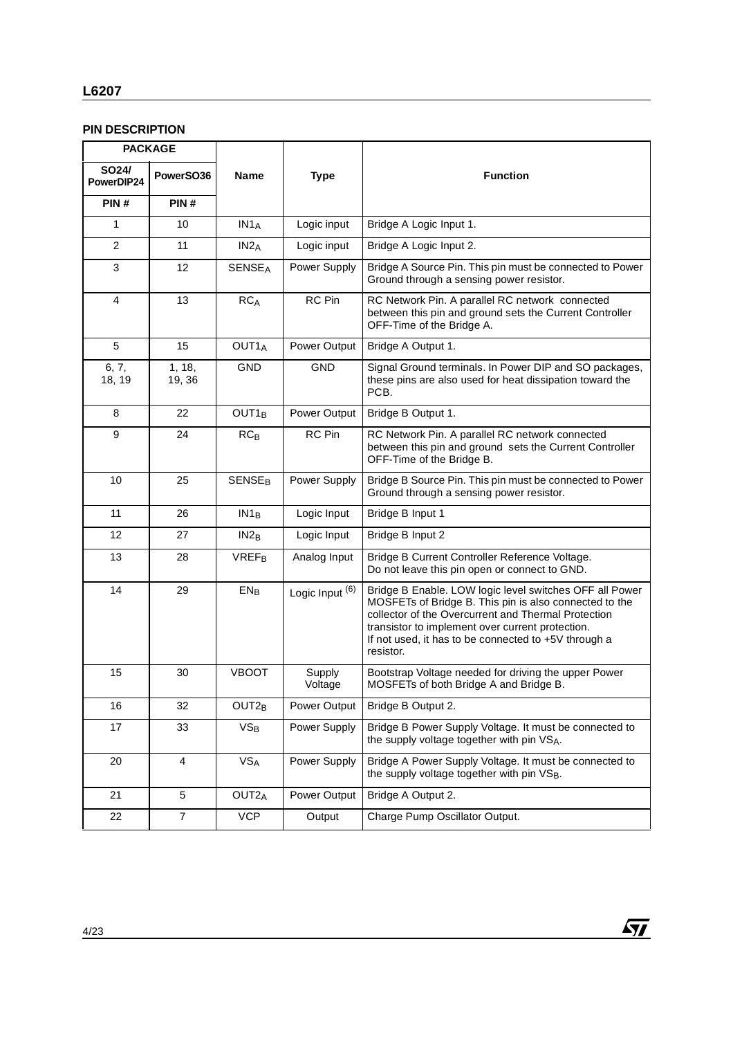## PIN DESCRIPTION

| PACKAGE | | Name | Type | Function |
|---|---|---|---|---|
| SO24/ PowerDIP24 | PowerSO36 | | | |
| PIN # | PIN # | | | |
| 1 | 10 | $IN1_A$ | Logic input | Bridge A Logic Input 1. |
| 2 | 11 | $IN2_A$ | Logic input | Bridge A Logic Input 2. |
| 3 | 12 | $SENSE_A$ | Power Supply | Bridge A Source Pin. This pin must be connected to Power Ground through a sensing power resistor. |
| 4 | 13 | $RC_A$ | RC Pin | RC Network Pin. A parallel RC network connected between this pin and ground sets the Current Controller OFF-Time of the Bridge A. |
| 5 | 15 | $OUT1_A$ | Power Output | Bridge A Output 1. |
| 6, 7, 18, 19 | 1, 18, 19, 36 | GND | GND | Signal Ground terminals. In Power DIP and SO packages, these pins are also used for heat dissipation toward the PCB. |
| 8 | 22 | $OUT1_B$ | Power Output | Bridge B Output 1. |
| 9 | 24 | $RC_B$ | RC Pin | RC Network Pin. A parallel RC network connected between this pin and ground sets the Current Controller OFF-Time of the Bridge B. |
| 10 | 25 | $SENSE_B$ | Power Supply | Bridge B Source Pin. This pin must be connected to Power Ground through a sensing power resistor. |
| 11 | 26 | $IN1_B$ | Logic Input | Bridge B Input 1 |
| 12 | 27 | $IN2_B$ | Logic Input | Bridge B Input 2 |
| 13 | 28 | $VREF_B$ | Analog Input | Bridge B Current Controller Reference Voltage. Do not leave this pin open or connect to GND. |
| 14 | 29 | $EN_B$ | Logic Input (6) | Bridge B Enable. LOW logic level switches OFF all Power MOSFETs of Bridge B. This pin is also connected to the collector of the Overcurrent and Thermal Protection transistor to implement over current protection. If not used, it has to be connected to +5V through a resistor. |
| 15 | 30 | VBOOT | Supply Voltage | Bootstrap Voltage needed for driving the upper Power MOSFETs of both Bridge A and Bridge B. |
| 16 | 32 | $OUT2_B$ | Power Output | Bridge B Output 2. |
| 17 | 33 | $VS_B$ | Power Supply | Bridge B Power Supply Voltage. It must be connected to the supply voltage together with pin $VS_A$. |
| 20 | 4 | $VS_A$ | Power Supply | Bridge A Power Supply Voltage. It must be connected to the supply voltage together with pin $VS_B$. |
| 21 | 5 | $OUT2_A$ | Power Output | Bridge A Output 2. |
| 22 | 7 | VCP | Output | Charge Pump Oscillator Output. |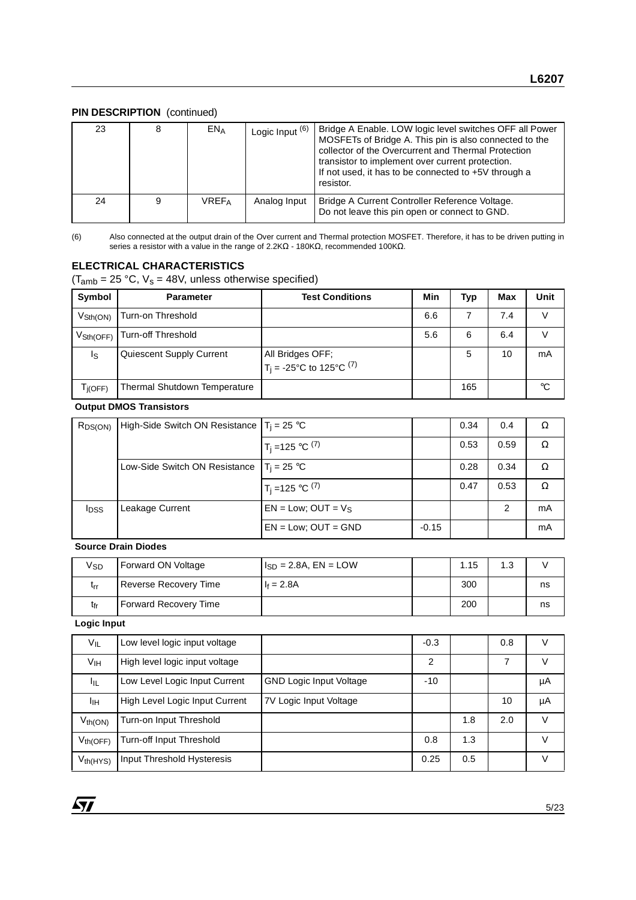## PIN DESCRIPTION (continued)

| | | | | |
|---|---|---|---|---|
| 23 | 8 | $EN_A$ | Logic Input (6) | Bridge A Enable. LOW logic level switches OFF all Power MOSFETs of Bridge A. This pin is also connected to the collector of the Overcurrent and Thermal Protection transistor to implement over current protection.<br>If not used, it has to be connected to +5V through a resistor. |
| 24 | 9 | $VREF_A$ | Analog Input | Bridge A Current Controller Reference Voltage.<br>Do not leave this pin open or connect to GND. |

(6) Also connected at the output drain of the Over current and Thermal protection MOSFET. Therefore, it has to be driven putting in series a resistor with a value in the range of 2.2KΩ - 180KΩ, recommended 100KΩ.

## ELECTRICAL CHARACTERISTICS

($T_{amb}$ = 25 °C, $V_s$ = 48V, unless otherwise specified)

| Symbol | Parameter | Test Conditions | Min | Typ | Max | Unit |
|---|---|---|---|---|---|---|
| $V_{Sth(ON)}$ | Turn-on Threshold | | 6.6 | 7 | 7.4 | V |
| $V_{Sth(OFF)}$ | Turn-off Threshold | | 5.6 | 6 | 6.4 | V |
| $I_S$ | Quiescent Supply Current | All Bridges OFF;<br>$T_j$ = -25°C to 125°C (7) | | 5 | 10 | mA |
| $T_{j(OFF)}$ | Thermal Shutdown Temperature | | | 165 | | °C |
| **Output DMOS Transistors** | | | | | | |
| $R_{DS(ON)}$ | High-Side Switch ON Resistance | $T_j$ = 25 °C | | 0.34 | 0.4 | Ω |
| | | $T_j$ =125 °C (7) | | 0.53 | 0.59 | Ω |
| | Low-Side Switch ON Resistance | $T_j$ = 25 °C | | 0.28 | 0.34 | Ω |
| | | $T_j$ =125 °C (7) | | 0.47 | 0.53 | Ω |
| $I_{DSS}$ | Leakage Current | EN = Low; OUT = $V_S$ | | | 2 | mA |
| | | EN = Low; OUT = GND | -0.15 | | | mA |
| **Source Drain Diodes** | | | | | | |
| $V_{SD}$ | Forward ON Voltage | $I_{SD}$ = 2.8A, EN = LOW | | 1.15 | 1.3 | V |
| $t_{rr}$ | Reverse Recovery Time | $I_f$ = 2.8A | | 300 | | ns |
| $t_{fr}$ | Forward Recovery Time | | | 200 | | ns |
| **Logic Input** | | | | | | |
| $V_{IL}$ | Low level logic input voltage | | -0.3 | | 0.8 | V |
| $V_{IH}$ | High level logic input voltage | | 2 | | 7 | V |
| $I_{IL}$ | Low Level Logic Input Current | GND Logic Input Voltage | -10 | | | µA |
| $I_{IH}$ | High Level Logic Input Current | 7V Logic Input Voltage | | | 10 | µA |
| $V_{th(ON)}$ | Turn-on Input Threshold | | | 1.8 | 2.0 | V |
| $V_{th(OFF)}$ | Turn-off Input Threshold | | 0.8 | 1.3 | | V |
| $V_{th(HYS)}$ | Input Threshold Hysteresis | | 0.25 | 0.5 | | V |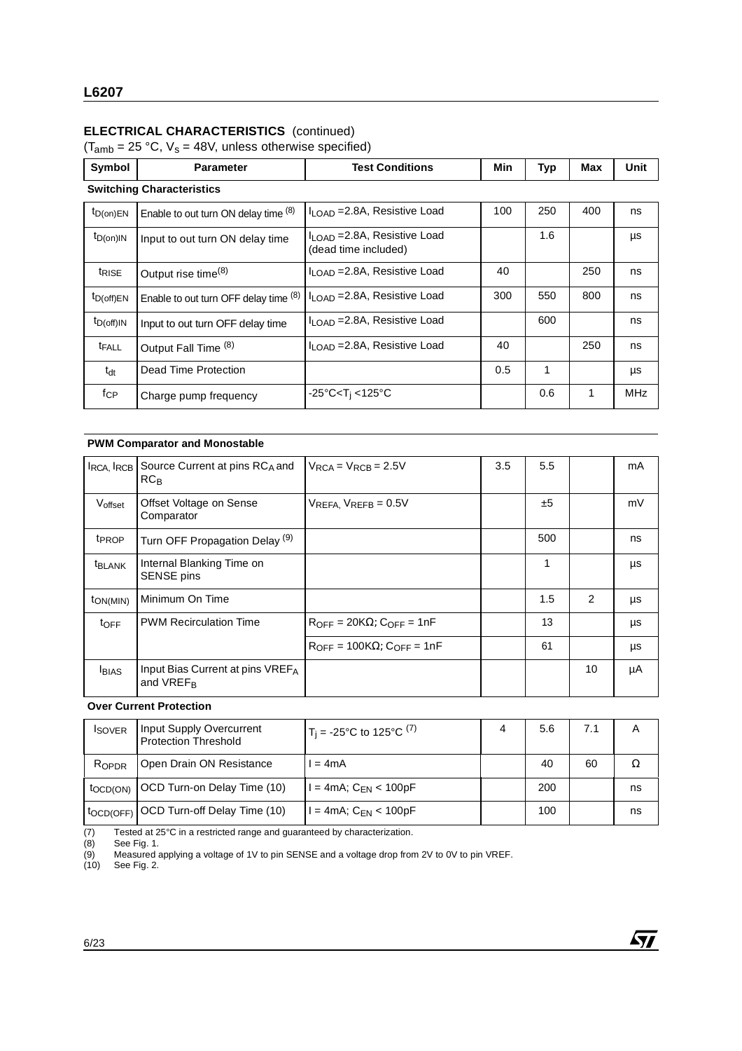## ELECTRICAL CHARACTERISTICS (continued)

($T_{amb}$ = 25 °C, $V_s$ = 48V, unless otherwise specified)

| Symbol | Parameter | Test Conditions | Min | Typ | Max | Unit |
|---|---|---|---|---|---|---|
| **Switching Characteristics** | | | | | | |
| $t_{D(on)EN}$ | Enable to out turn ON delay time (8) | $I_{LOAD}$ =2.8A, Resistive Load | 100 | 250 | 400 | ns |
| $t_{D(on)IN}$ | Input to out turn ON delay time | $I_{LOAD}$ =2.8A, Resistive Load (dead time included) | | 1.6 | | µs |
| $t_{RISE}$ | Output rise time(8) | $I_{LOAD}$ =2.8A, Resistive Load | 40 | | 250 | ns |
| $t_{D(off)EN}$ | Enable to out turn OFF delay time (8) | $I_{LOAD}$ =2.8A, Resistive Load | 300 | 550 | 800 | ns |
| $t_{D(off)IN}$ | Input to out turn OFF delay time | $I_{LOAD}$ =2.8A, Resistive Load | | 600 | | ns |
| $t_{FALL}$ | Output Fall Time (8) | $I_{LOAD}$ =2.8A, Resistive Load | 40 | | 250 | ns |
| $t_{dt}$ | Dead Time Protection | | 0.5 | 1 | | µs |
| $f_{CP}$ | Charge pump frequency | $-25°C<T_j<125°C$ | | 0.6 | 1 | MHz |
| **PWM Comparator and Monostable** | | | | | | |
| $I_{RCA}$, $I_{RCB}$ | Source Current at pins $RC_A$ and $RC_B$ | $V_{RCA} = V_{RCB} = 2.5V$ | 3.5 | 5.5 | | mA |
| $V_{offset}$ | Offset Voltage on Sense Comparator | $V_{REFA}$, $V_{REFB}$ = 0.5V | | ±5 | | mV |
| $t_{PROP}$ | Turn OFF Propagation Delay (9) | | | 500 | | ns |
| $t_{BLANK}$ | Internal Blanking Time on SENSE pins | | | 1 | | µs |
| $t_{ON(MIN)}$ | Minimum On Time | | | 1.5 | 2 | µs |
| $t_{OFF}$ | PWM Recirculation Time | $R_{OFF}$ = 20KΩ; $C_{OFF}$ = 1nF | | 13 | | µs |
| | | $R_{OFF}$ = 100KΩ; $C_{OFF}$ = 1nF | | 61 | | µs |
| $I_{BIAS}$ | Input Bias Current at pins $VREF_A$ and $VREF_B$ | | | | 10 | µA |
| **Over Current Protection** | | | | | | |
| $I_{SOVER}$ | Input Supply Overcurrent Protection Threshold | $T_j$ = -25°C to 125°C (7) | 4 | 5.6 | 7.1 | A |
| $R_{OPDR}$ | Open Drain ON Resistance | I = 4mA | | 40 | 60 | Ω |
| $t_{OCD(ON)}$ | OCD Turn-on Delay Time (10) | I = 4mA; $C_{EN}$ < 100pF | | 200 | | ns |
| $t_{OCD(OFF)}$ | OCD Turn-off Delay Time (10) | I = 4mA; $C_{EN}$ < 100pF | | 100 | | ns |

(7) Tested at 25°C in a restricted range and guaranteed by characterization.
(8) See Fig. 1.
(9) Measured applying a voltage of 1V to pin SENSE and a voltage drop from 2V to 0V to pin VREF.
(10) See Fig. 2.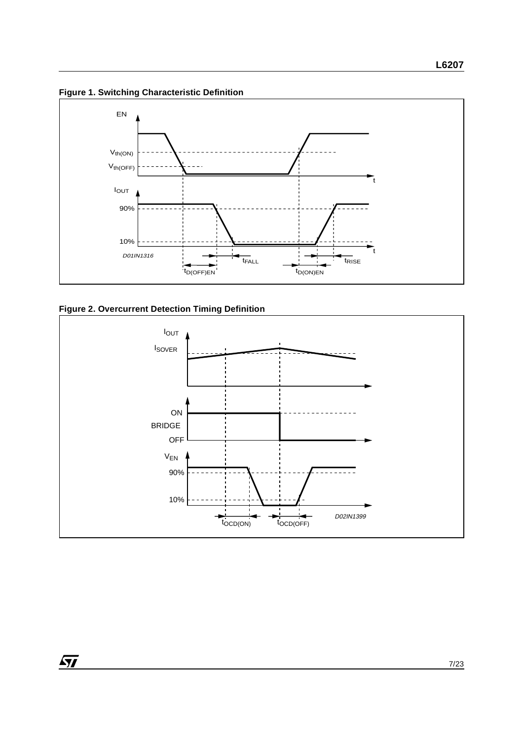**Figure 1. Switching Characteristic Definition**

**Figure 2. Overcurrent Detection Timing Definition**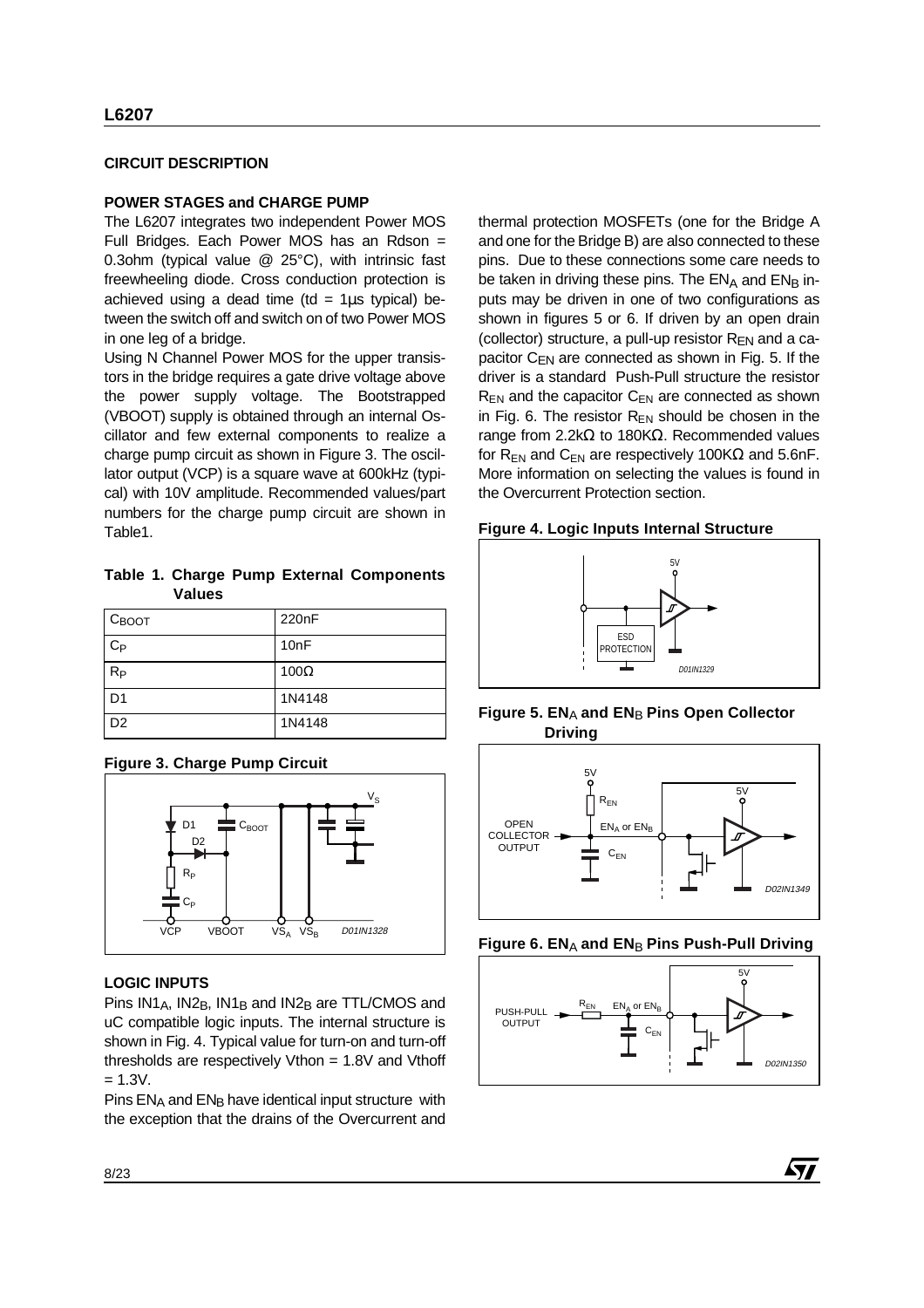## CIRCUIT DESCRIPTION

### POWER STAGES and CHARGE PUMP

The L6207 integrates two independent Power MOS Full Bridges. Each Power MOS has an Rdson = 0.3ohm (typical value @ 25°C), with intrinsic fast freewheeling diode. Cross conduction protection is achieved using a dead time (td = 1µs typical) between the switch off and switch on of two Power MOS in one leg of a bridge.

Using N Channel Power MOS for the upper transistors in the bridge requires a gate drive voltage above the power supply voltage. The Bootstrapped (VBOOT) supply is obtained through an internal Oscillator and few external components to realize a charge pump circuit as shown in Figure 3. The oscillator output (VCP) is a square wave at 600kHz (typical) with 10V amplitude. Recommended values/part numbers for the charge pump circuit are shown in Table1.

**Table 1. Charge Pump External Components Values**

| | |
|---|---|
| $C_{BOOT}$ | 220nF |
| $C_P$ | 10nF |
| $R_P$ | 100Ω |
| D1 | 1N4148 |
| D2 | 1N4148 |

**Figure 3. Charge Pump Circuit**

### LOGIC INPUTS

Pins $IN1_A$, $IN2_B$, $IN1_B$ and $IN2_B$ are TTL/CMOS and uC compatible logic inputs. The internal structure is shown in Fig. 4. Typical value for turn-on and turn-off thresholds are respectively Vthon = 1.8V and Vthoff = 1.3V.

Pins $EN_A$ and $EN_B$ have identical input structure with the exception that the drains of the Overcurrent and thermal protection MOSFETs (one for the Bridge A and one for the Bridge B) are also connected to these pins. Due to these connections some care needs to be taken in driving these pins. The $EN_A$ and $EN_B$ inputs may be driven in one of two configurations as shown in figures 5 or 6. If driven by an open drain (collector) structure, a pull-up resistor $R_{EN}$ and a capacitor $C_{EN}$ are connected as shown in Fig. 5. If the driver is a standard Push-Pull structure the resistor $R_{EN}$ and the capacitor $C_{EN}$ are connected as shown in Fig. 6. The resistor $R_{EN}$ should be chosen in the range from 2.2kΩ to 180KΩ. Recommended values for $R_{EN}$ and $C_{EN}$ are respectively 100KΩ and 5.6nF. More information on selecting the values is found in the Overcurrent Protection section.

**Figure 4. Logic Inputs Internal Structure**

**Figure 5. $EN_A$ and $EN_B$ Pins Open Collector Driving**

**Figure 6. $EN_A$ and $EN_B$ Pins Push-Pull Driving**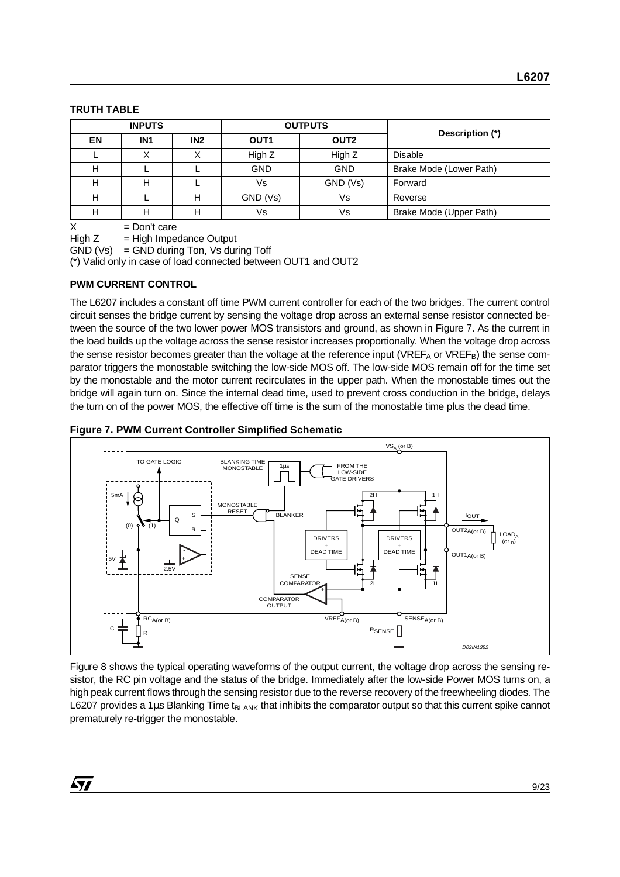**TRUTH TABLE**

| INPUTS | | | OUTPUTS | | Description (*) |
|---|---|---|---|---|---|
| EN | IN1 | IN2 | OUT1 | OUT2 | |
| L | X | X | High Z | High Z | Disable |
| H | L | L | GND | GND | Brake Mode (Lower Path) |
| H | H | L | Vs | GND (Vs) | Forward |
| H | L | H | GND (Vs) | Vs | Reverse |
| H | H | H | Vs | Vs | Brake Mode (Upper Path) |

X = Don't care
High Z = High Impedance Output
GND (Vs) = GND during Ton, Vs during Toff
(*) Valid only in case of load connected between OUT1 and OUT2

**PWM CURRENT CONTROL**

The L6207 includes a constant off time PWM current controller for each of the two bridges. The current control circuit senses the bridge current by sensing the voltage drop across an external sense resistor connected between the source of the two lower power MOS transistors and ground, as shown in Figure 7. As the current in the load builds up the voltage across the sense resistor increases proportionally. When the voltage drop across the sense resistor becomes greater than the voltage at the reference input ($VREF_A$ or $VREF_B$) the sense comparator triggers the monostable switching the low-side MOS off. The low-side MOS remain off for the time set by the monostable and the motor current recirculates in the upper path. When the monostable times out the bridge will again turn on. Since the internal dead time, used to prevent cross conduction in the bridge, delays the turn on of the power MOS, the effective off time is the sum of the monostable time plus the dead time.

**Figure 7. PWM Current Controller Simplified Schematic**

Figure 8 shows the typical operating waveforms of the output current, the voltage drop across the sensing resistor, the RC pin voltage and the status of the bridge. Immediately after the low-side Power MOS turns on, a high peak current flows through the sensing resistor due to the reverse recovery of the freewheeling diodes. The L6207 provides a 1µs Blanking Time $t_{BLANK}$ that inhibits the comparator output so that this current spike cannot prematurely re-trigger the monostable.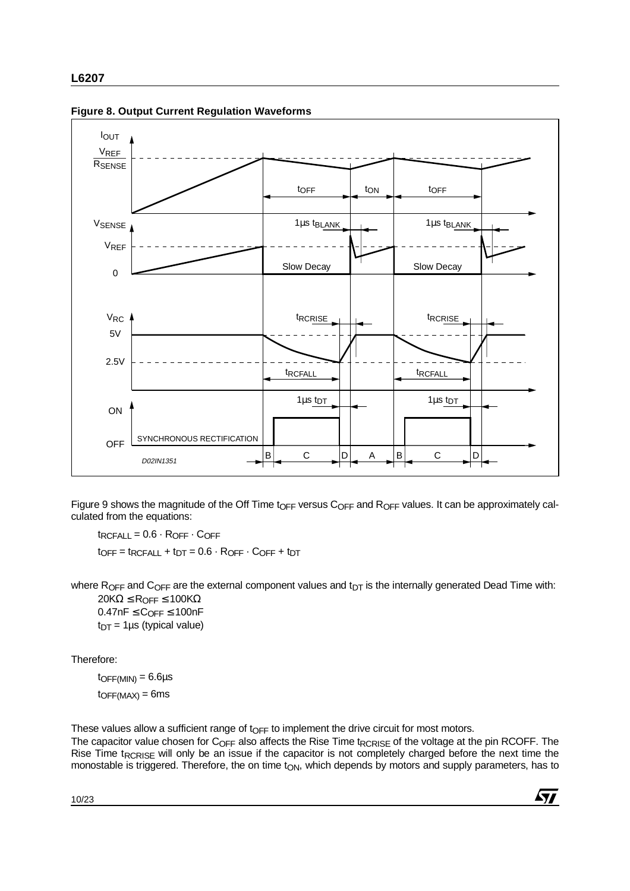**Figure 8. Output Current Regulation Waveforms**

Figure 9 shows the magnitude of the Off Time $t_{OFF}$ versus $C_{OFF}$ and $R_{OFF}$ values. It can be approximately calculated from the equations:

$$t_{RCFALL} = 0.6 \cdot R_{OFF} \cdot C_{OFF}$$

$$t_{OFF} = t_{RCFALL} + t_{DT} = 0.6 \cdot R_{OFF} \cdot C_{OFF} + t_{DT}$$

where $R_{OFF}$ and $C_{OFF}$ are the external component values and $t_{DT}$ is the internally generated Dead Time with:

$20K\Omega \leq R_{OFF} \leq 100K\Omega$

$0.47nF \leq C_{OFF} \leq 100nF$

$t_{DT} = 1\mu s$ (typical value)

Therefore:

$t_{OFF(MIN)} = 6.6\mu s$

$t_{OFF(MAX)} = 6ms$

These values allow a sufficient range of $t_{OFF}$ to implement the drive circuit for most motors.

The capacitor value chosen for $C_{OFF}$ also affects the Rise Time $t_{RCRISE}$ of the voltage at the pin RCOFF. The Rise Time $t_{RCRISE}$ will only be an issue if the capacitor is not completely charged before the next time the monostable is triggered. Therefore, the on time $t_{ON}$, which depends by motors and supply parameters, has to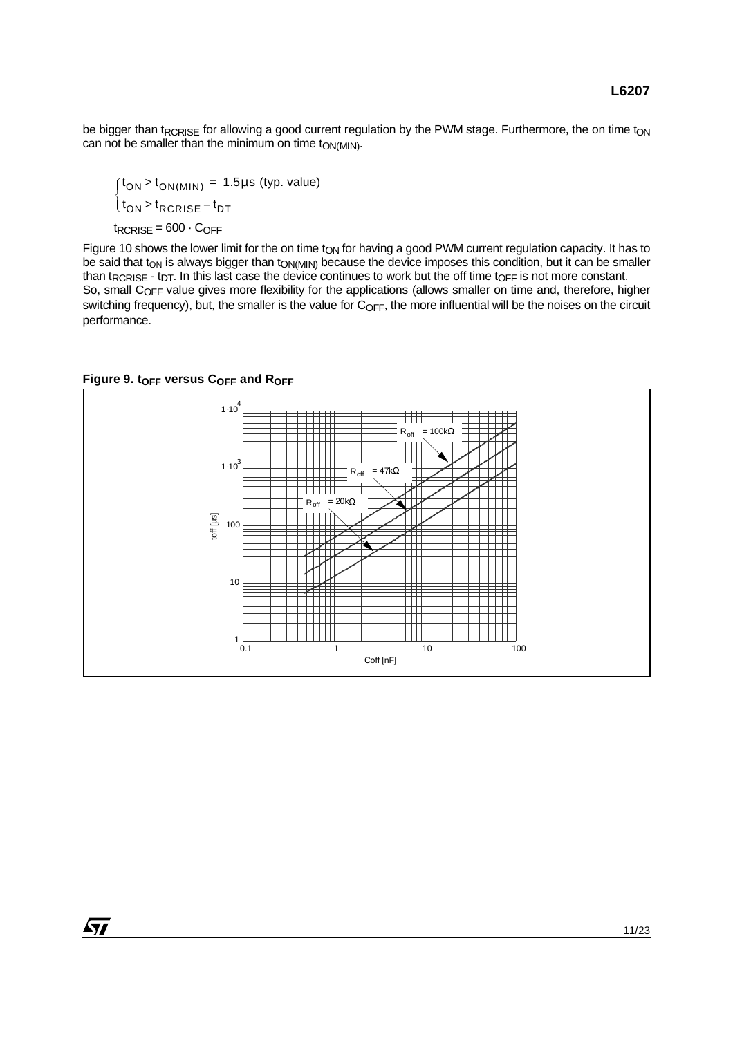be bigger than $t_{RCRISE}$ for allowing a good current regulation by the PWM stage. Furthermore, the on time $t_{ON}$ can not be smaller than the minimum on time $t_{ON(MIN)}$.

$$\begin{cases} t_{ON} > t_{ON(MIN)} = 1.5\mu s \text{ (typ. value)} \\ t_{ON} > t_{RCRISE} - t_{DT} \end{cases}$$

$$t_{RCRISE} = 600 \cdot C_{OFF}$$

Figure 10 shows the lower limit for the on time $t_{ON}$ for having a good PWM current regulation capacity. It has to be said that $t_{ON}$ is always bigger than $t_{ON(MIN)}$ because the device imposes this condition, but it can be smaller than $t_{RCRISE}$ - $t_{DT}$. In this last case the device continues to work but the off time $t_{OFF}$ is not more constant.

So, small $C_{OFF}$ value gives more flexibility for the applications (allows smaller on time and, therefore, higher switching frequency), but, the smaller is the value for $C_{OFF}$, the more influential will be the noises on the circuit performance.

**Figure 9. $t_{OFF}$ versus $C_{OFF}$ and $R_{OFF}$**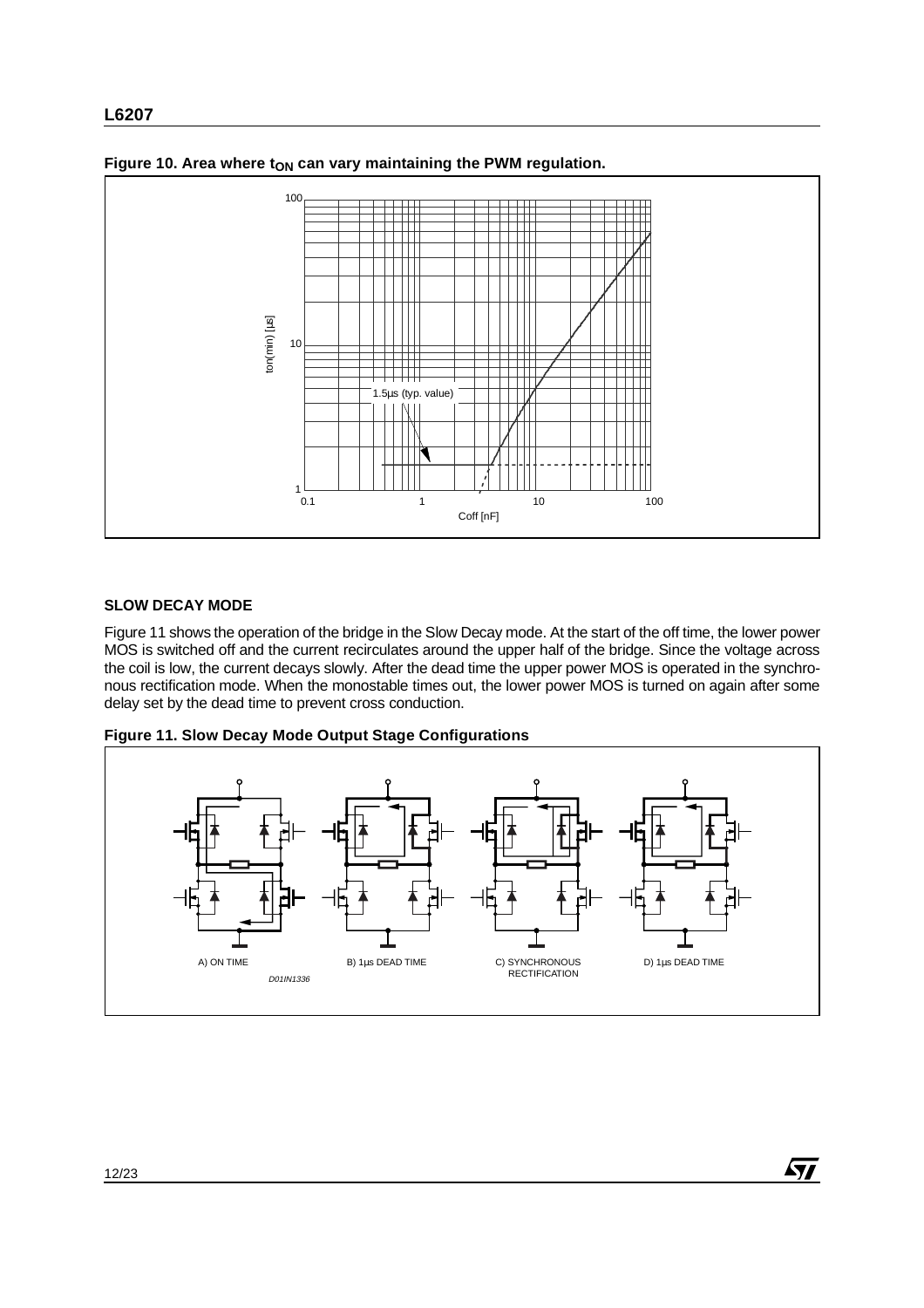**Figure 10. Area where $t_{ON}$ can vary maintaining the PWM regulation.**

## SLOW DECAY MODE

Figure 11 shows the operation of the bridge in the Slow Decay mode. At the start of the off time, the lower power MOS is switched off and the current recirculates around the upper half of the bridge. Since the voltage across the coil is low, the current decays slowly. After the dead time the upper power MOS is operated in the synchronous rectification mode. When the monostable times out, the lower power MOS is turned on again after some delay set by the dead time to prevent cross conduction.

**Figure 11. Slow Decay Mode Output Stage Configurations**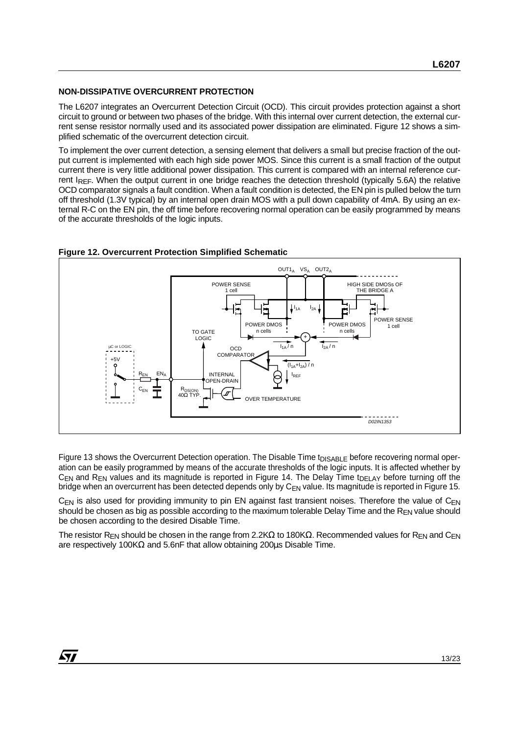### NON-DISSIPATIVE OVERCURRENT PROTECTION

The L6207 integrates an Overcurrent Detection Circuit (OCD). This circuit provides protection against a short circuit to ground or between two phases of the bridge. With this internal over current detection, the external current sense resistor normally used and its associated power dissipation are eliminated. Figure 12 shows a simplified schematic of the overcurrent detection circuit.

To implement the over current detection, a sensing element that delivers a small but precise fraction of the output current is implemented with each high side power MOS. Since this current is a small fraction of the output current there is very little additional power dissipation. This current is compared with an internal reference current $I_{REF}$. When the output current in one bridge reaches the detection threshold (typically 5.6A) the relative OCD comparator signals a fault condition. When a fault condition is detected, the EN pin is pulled below the turn off threshold (1.3V typical) by an internal open drain MOS with a pull down capability of 4mA. By using an external R-C on the EN pin, the off time before recovering normal operation can be easily programmed by means of the accurate thresholds of the logic inputs.

**Figure 12. Overcurrent Protection Simplified Schematic**

Figure 13 shows the Overcurrent Detection operation. The Disable Time $t_{DISABLE}$ before recovering normal operation can be easily programmed by means of the accurate thresholds of the logic inputs. It is affected whether by $C_{EN}$ and $R_{EN}$ values and its magnitude is reported in Figure 14. The Delay Time $t_{DELAY}$ before turning off the bridge when an overcurrent has been detected depends only by $C_{EN}$ value. Its magnitude is reported in Figure 15.

$C_{EN}$ is also used for providing immunity to pin EN against fast transient noises. Therefore the value of $C_{EN}$ should be chosen as big as possible according to the maximum tolerable Delay Time and the $R_{EN}$ value should be chosen according to the desired Disable Time.

The resistor $R_{EN}$ should be chosen in the range from 2.2KΩ to 180KΩ. Recommended values for $R_{EN}$ and $C_{EN}$ are respectively 100KΩ and 5.6nF that allow obtaining 200µs Disable Time.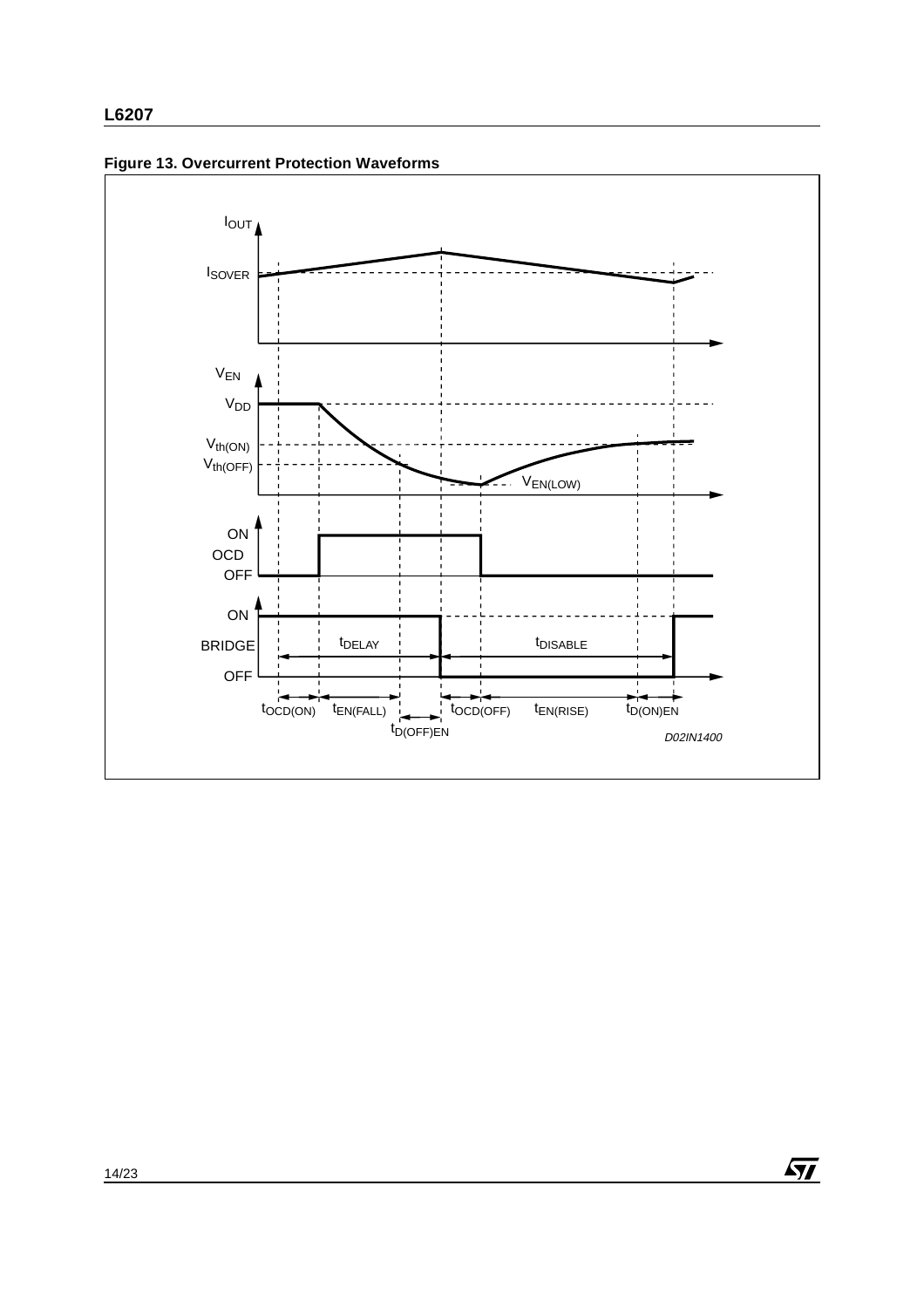**Figure 13. Overcurrent Protection Waveforms**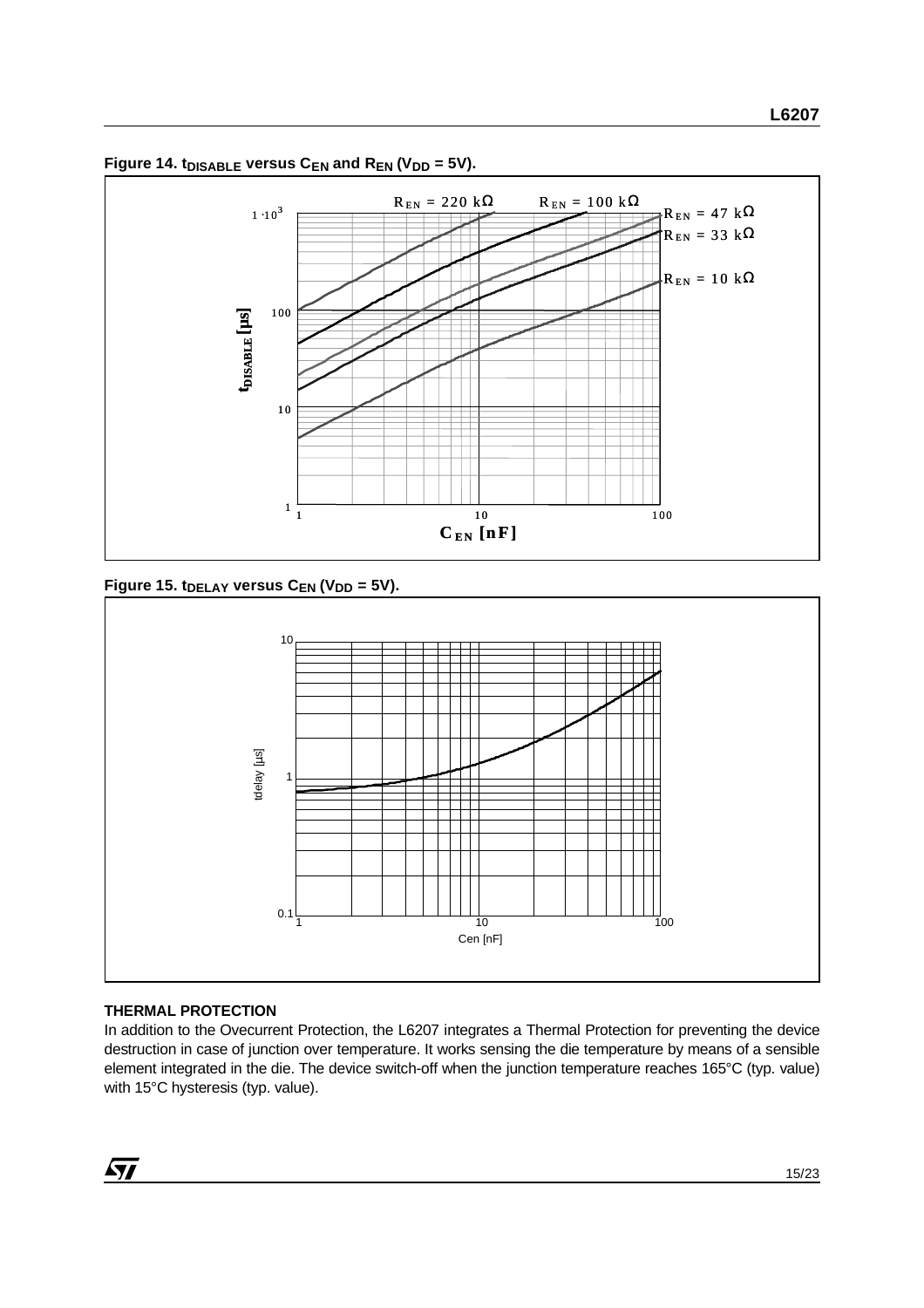**Figure 14. $t_{DISABLE}$ versus $C_{EN}$ and $R_{EN}$ ($V_{DD}$ = 5V).**

**Figure 15. $t_{DELAY}$ versus $C_{EN}$ ($V_{DD}$ = 5V).**

**THERMAL PROTECTION**

In addition to the Ovecurrent Protection, the L6207 integrates a Thermal Protection for preventing the device destruction in case of junction over temperature. It works sensing the die temperature by means of a sensible element integrated in the die. The device switch-off when the junction temperature reaches 165°C (typ. value) with 15°C hysteresis (typ. value).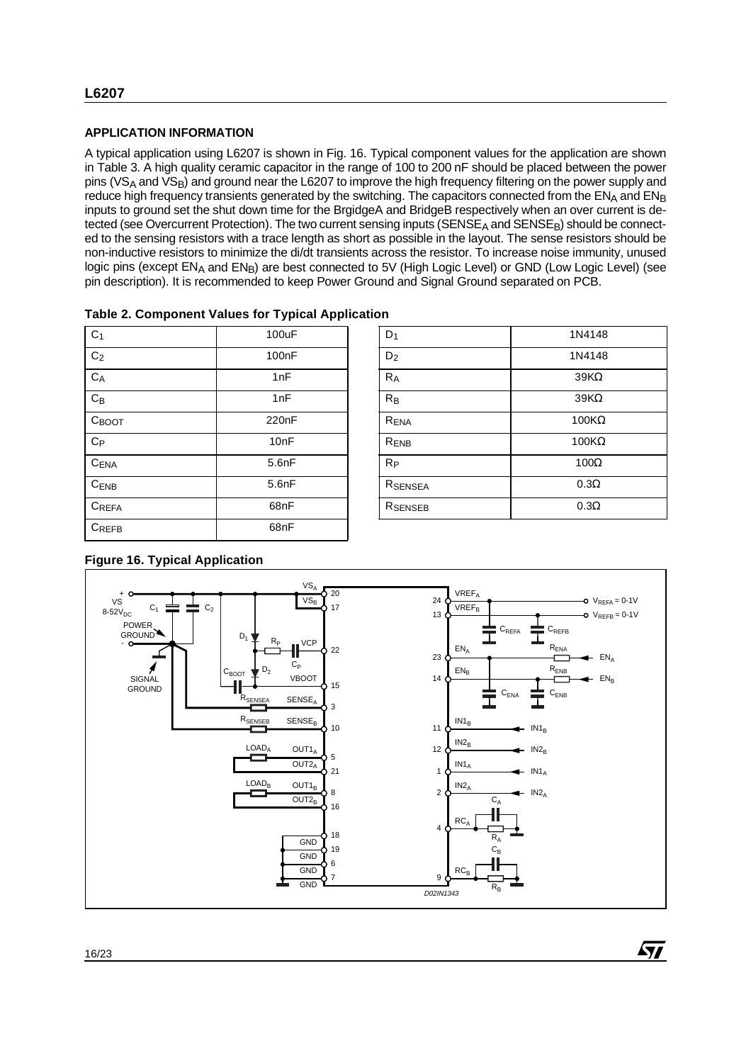## APPLICATION INFORMATION

A typical application using L6207 is shown in Fig. 16. Typical component values for the application are shown in Table 3. A high quality ceramic capacitor in the range of 100 to 200 nF should be placed between the power pins ($VS_A$ and $VS_B$) and ground near the L6207 to improve the high frequency filtering on the power supply and reduce high frequency transients generated by the switching. The capacitors connected from the $EN_A$ and $EN_B$ inputs to ground set the shut down time for the BrgidgeA and BridgeB respectively when an over current is detected (see Overcurrent Protection). The two current sensing inputs ($SENSE_A$ and $SENSE_B$) should be connected to the sensing resistors with a trace length as short as possible in the layout. The sense resistors should be non-inductive resistors to minimize the di/dt transients across the resistor. To increase noise immunity, unused logic pins (except $EN_A$ and $EN_B$) are best connected to 5V (High Logic Level) or GND (Low Logic Level) (see pin description). It is recommended to keep Power Ground and Signal Ground separated on PCB.

**Table 2. Component Values for Typical Application**

| Component | Value | Component | Value |
|---|---|---|---|
| $C_1$ | 100uF | $D_1$ | 1N4148 |
| $C_2$ | 100nF | $D_2$ | 1N4148 |
| $C_A$ | 1nF | $R_A$ | 39KΩ |
| $C_B$ | 1nF | $R_B$ | 39KΩ |
| $C_{BOOT}$ | 220nF | $R_{ENA}$ | 100KΩ |
| $C_P$ | 10nF | $R_{ENB}$ | 100KΩ |
| $C_{ENA}$ | 5.6nF | $R_P$ | 100Ω |
| $C_{ENB}$ | 5.6nF | $R_{SENSEA}$ | 0.3Ω |
| $C_{REFA}$ | 68nF | $R_{SENSEB}$ | 0.3Ω |
| $C_{REFB}$ | 68nF | | |

**Figure 16. Typical Application**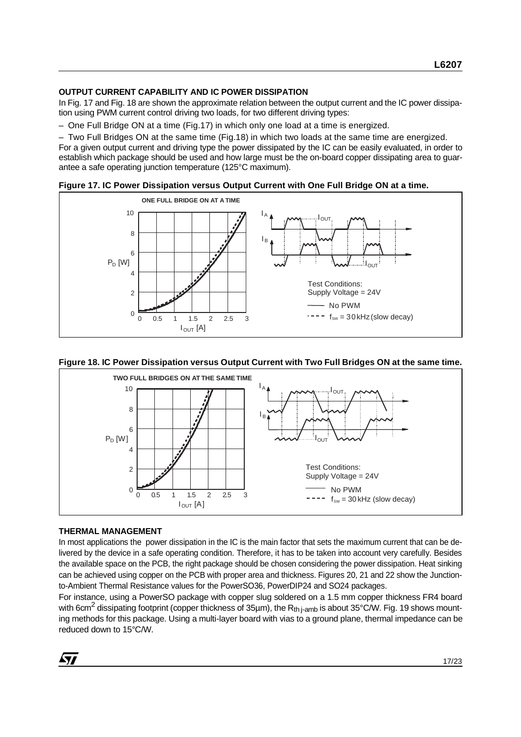## OUTPUT CURRENT CAPABILITY AND IC POWER DISSIPATION

In Fig. 17 and Fig. 18 are shown the approximate relation between the output current and the IC power dissipation using PWM current control driving two loads, for two different driving types:

– One Full Bridge ON at a time (Fig.17) in which only one load at a time is energized.

– Two Full Bridges ON at the same time (Fig.18) in which two loads at the same time are energized.

For a given output current and driving type the power dissipated by the IC can be easily evaluated, in order to establish which package should be used and how large must be the on-board copper dissipating area to guarantee a safe operating junction temperature (125°C maximum).

**Figure 17. IC Power Dissipation versus Output Current with One Full Bridge ON at a time.**

**Figure 18. IC Power Dissipation versus Output Current with Two Full Bridges ON at the same time.**

## THERMAL MANAGEMENT

In most applications the power dissipation in the IC is the main factor that sets the maximum current that can be delivered by the device in a safe operating condition. Therefore, it has to be taken into account very carefully. Besides the available space on the PCB, the right package should be chosen considering the power dissipation. Heat sinking can be achieved using copper on the PCB with proper area and thickness. Figures 20, 21 and 22 show the Junction-to-Ambient Thermal Resistance values for the PowerSO36, PowerDIP24 and SO24 packages.

For instance, using a PowerSO package with copper slug soldered on a 1.5 mm copper thickness FR4 board with 6cm$^2$ dissipating footprint (copper thickness of 35µm), the $R_{th\ j\text{-}amb}$ is about 35°C/W. Fig. 19 shows mounting methods for this package. Using a multi-layer board with vias to a ground plane, thermal impedance can be reduced down to 15°C/W.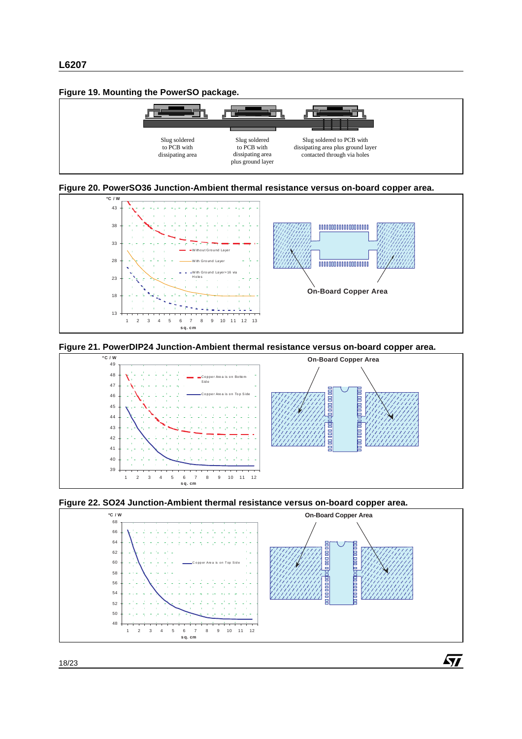**Figure 19. Mounting the PowerSO package.**

Slug soldered to PCB with dissipating area

Slug soldered to PCB with dissipating area plus ground layer

Slug soldered to PCB with dissipating area plus ground layer contacted through via holes

**Figure 20. PowerSO36 Junction-Ambient thermal resistance versus on-board copper area.**

°C / W

Without Ground Layer

With Ground Layer

With Ground Layer+16 via Holes

sq. cm

On-Board Copper Area

**Figure 21. PowerDIP24 Junction-Ambient thermal resistance versus on-board copper area.**

°C / W

Copper Area is on Bottom Side

Copper Area is on Top Side

sq. cm

On-Board Copper Area

**Figure 22. SO24 Junction-Ambient thermal resistance versus on-board copper area.**

°C / W

Copper Area is on Top Side

sq. cm

On-Board Copper Area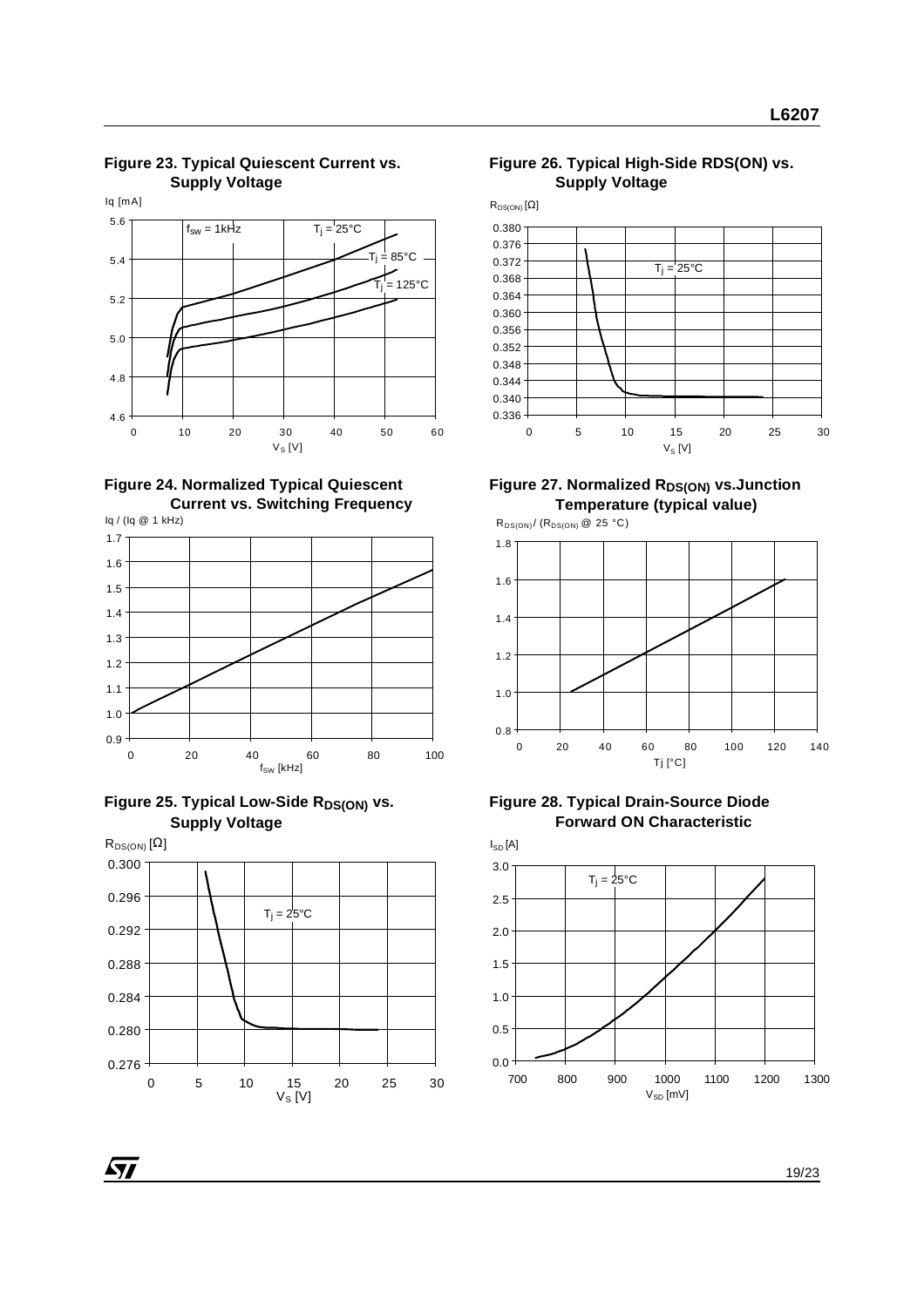**Figure 23. Typical Quiescent Current vs. Supply Voltage**

**Figure 24. Normalized Typical Quiescent Current vs. Switching Frequency**

**Figure 25. Typical Low-Side $R_{DS(ON)}$ vs. Supply Voltage**

**Figure 26. Typical High-Side RDS(ON) vs. Supply Voltage**

**Figure 27. Normalized $R_{DS(ON)}$ vs.Junction Temperature (typical value)**

**Figure 28. Typical Drain-Source Diode Forward ON Characteristic**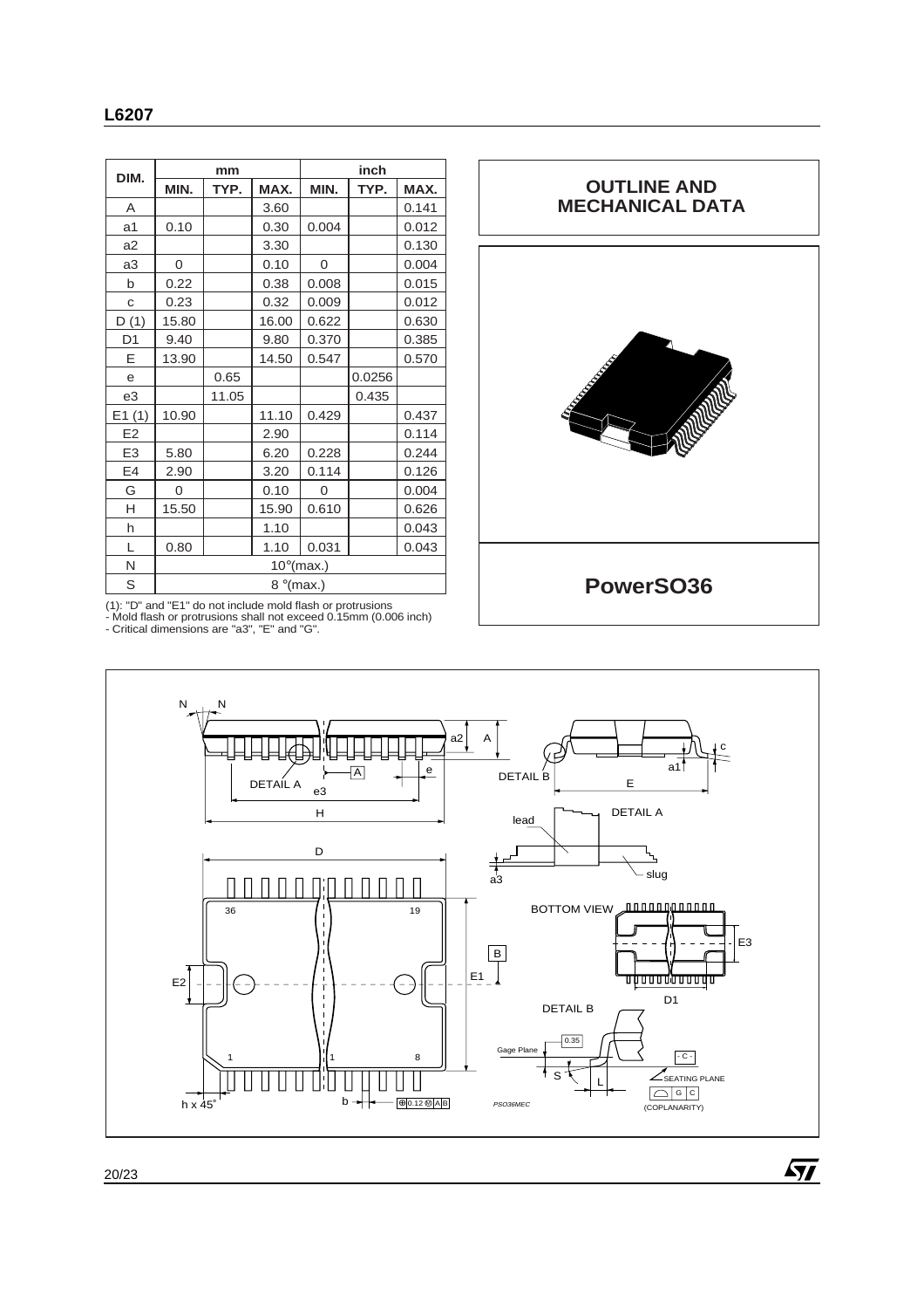| DIM. | mm | | | inch | | |
|---|---|---|---|---|---|---|
| | MIN. | TYP. | MAX. | MIN. | TYP. | MAX. |
| A | | | 3.60 | | | 0.141 |
| a1 | 0.10 | | 0.30 | 0.004 | | 0.012 |
| a2 | | | 3.30 | | | 0.130 |
| a3 | 0 | | 0.10 | 0 | | 0.004 |
| b | 0.22 | | 0.38 | 0.008 | | 0.015 |
| c | 0.23 | | 0.32 | 0.009 | | 0.012 |
| D (1) | 15.80 | | 16.00 | 0.622 | | 0.630 |
| D1 | 9.40 | | 9.80 | 0.370 | | 0.385 |
| E | 13.90 | | 14.50 | 0.547 | | 0.570 |
| e | | 0.65 | | | 0.0256 | |
| e3 | | 11.05 | | | 0.435 | |
| E1 (1) | 10.90 | | 11.10 | 0.429 | | 0.437 |
| E2 | | | 2.90 | | | 0.114 |
| E3 | 5.80 | | 6.20 | 0.228 | | 0.244 |
| E4 | 2.90 | | 3.20 | 0.114 | | 0.126 |
| G | 0 | | 0.10 | 0 | | 0.004 |
| H | 15.50 | | 15.90 | 0.610 | | 0.626 |
| h | | | 1.10 | | | 0.043 |
| L | 0.80 | | 1.10 | 0.031 | | 0.043 |
| N | 10°(max.) | | | | | |
| S | 8 °(max.) | | | | | |

(1): "D" and "E1" do not include mold flash or protrusions
- Mold flash or protrusions shall not exceed 0.15mm (0.006 inch)
- Critical dimensions are "a3", "E" and "G".

## OUTLINE AND MECHANICAL DATA

## PowerSO36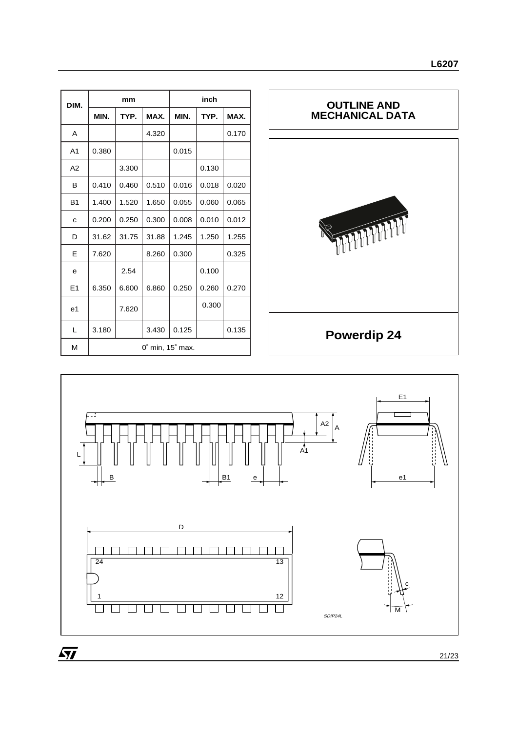## OUTLINE AND MECHANICAL DATA

| DIM. | mm | | | inch | | |
|---|---|---|---|---|---|---|
| | MIN. | TYP. | MAX. | MIN. | TYP. | MAX. |
| A | | | 4.320 | | | 0.170 |
| A1 | 0.380 | | | 0.015 | | |
| A2 | | 3.300 | | | 0.130 | |
| B | 0.410 | 0.460 | 0.510 | 0.016 | 0.018 | 0.020 |
| B1 | 1.400 | 1.520 | 1.650 | 0.055 | 0.060 | 0.065 |
| c | 0.200 | 0.250 | 0.300 | 0.008 | 0.010 | 0.012 |
| D | 31.62 | 31.75 | 31.88 | 1.245 | 1.250 | 1.255 |
| E | 7.620 | | 8.260 | 0.300 | | 0.325 |
| e | | 2.54 | | | 0.100 | |
| E1 | 6.350 | 6.600 | 6.860 | 0.250 | 0.260 | 0.270 |
| e1 | | 7.620 | | | 0.300 | |
| L | 3.180 | | 3.430 | 0.125 | | 0.135 |
| M | 0° min, 15° max. | | | | | |

**Powerdip 24**

SDIP24L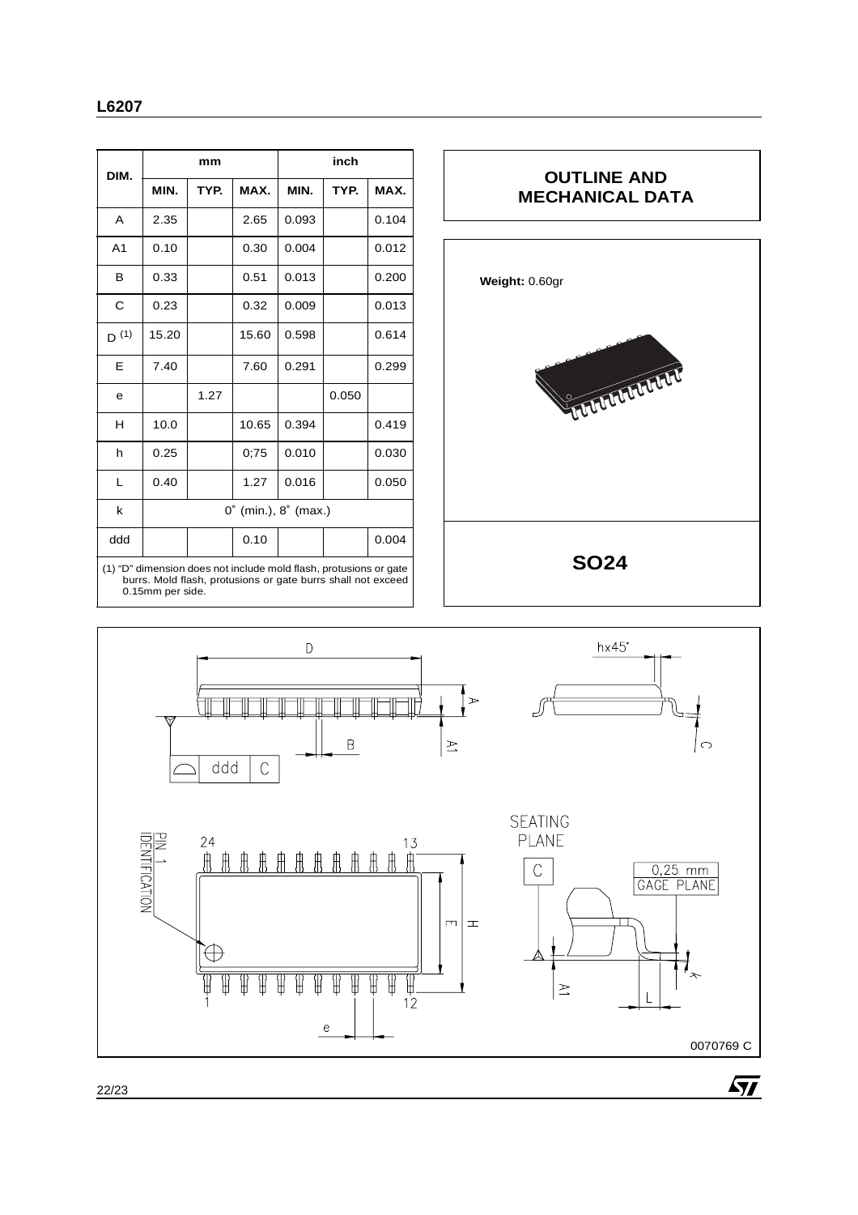| DIM. | mm | | | inch | | |
|---|---|---|---|---|---|---|
| | MIN. | TYP. | MAX. | MIN. | TYP. | MAX. |
| A | 2.35 | | 2.65 | 0.093 | | 0.104 |
| A1 | 0.10 | | 0.30 | 0.004 | | 0.012 |
| B | 0.33 | | 0.51 | 0.013 | | 0.200 |
| C | 0.23 | | 0.32 | 0.009 | | 0.013 |
| D (1) | 15.20 | | 15.60 | 0.598 | | 0.614 |
| E | 7.40 | | 7.60 | 0.291 | | 0.299 |
| e | | 1.27 | | | 0.050 | |
| H | 10.0 | | 10.65 | 0.394 | | 0.419 |
| h | 0.25 | | 0;75 | 0.010 | | 0.030 |
| L | 0.40 | | 1.27 | 0.016 | | 0.050 |
| k | 0˚ (min.), 8˚ (max.) | | | | | |
| ddd | | | 0.10 | | | 0.004 |

(1) "D" dimension does not include mold flash, protusions or gate burrs. Mold flash, protusions or gate burrs shall not exceed 0.15mm per side.

## OUTLINE AND MECHANICAL DATA

**Weight:** 0.60gr

## SO24

D

hx45˚

A

A1

B

C

ddd C

PIN 1 IDENTIFICATION

24 13

1 12

E

H

e

SEATING PLANE

C

0,25 mm GAGE PLANE

k

A1

L

0070769 C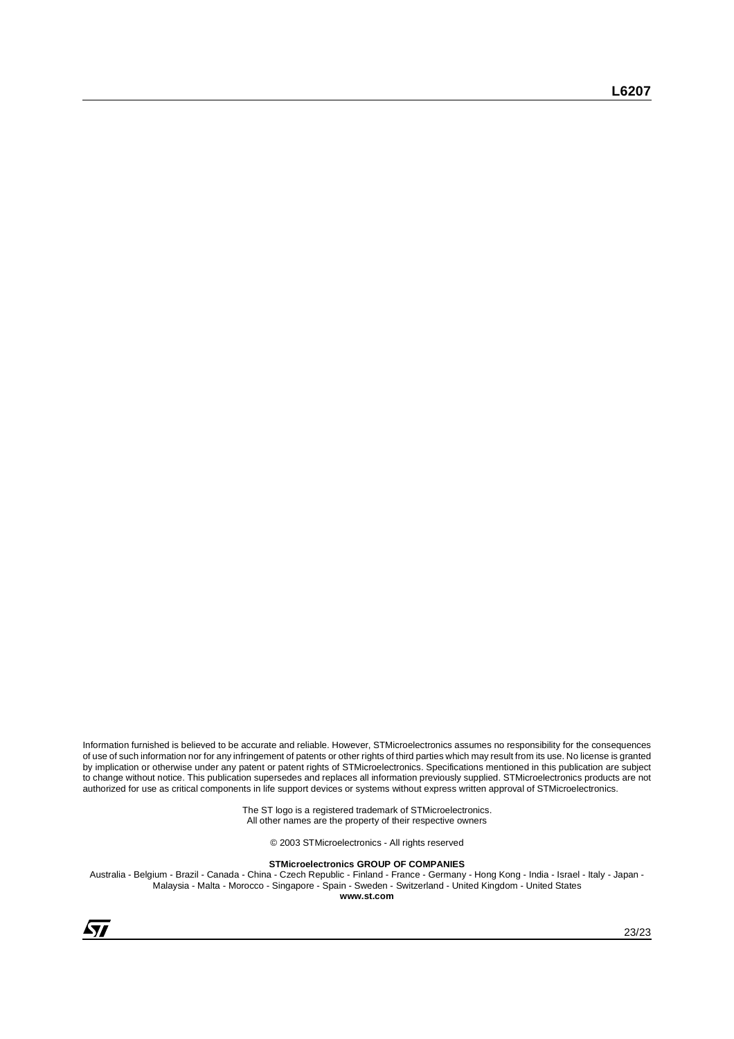Information furnished is believed to be accurate and reliable. However, STMicroelectronics assumes no responsibility for the consequences of use of such information nor for any infringement of patents or other rights of third parties which may result from its use. No license is granted by implication or otherwise under any patent or patent rights of STMicroelectronics. Specifications mentioned in this publication are subject to change without notice. This publication supersedes and replaces all information previously supplied. STMicroelectronics products are not authorized for use as critical components in life support devices or systems without express written approval of STMicroelectronics.

The ST logo is a registered trademark of STMicroelectronics.
All other names are the property of their respective owners

© 2003 STMicroelectronics - All rights reserved

**STMicroelectronics GROUP OF COMPANIES**

Australia - Belgium - Brazil - Canada - China - Czech Republic - Finland - France - Germany - Hong Kong - India - Israel - Italy - Japan - Malaysia - Malta - Morocco - Singapore - Spain - Sweden - Switzerland - United Kingdom - United States

**www.st.com**